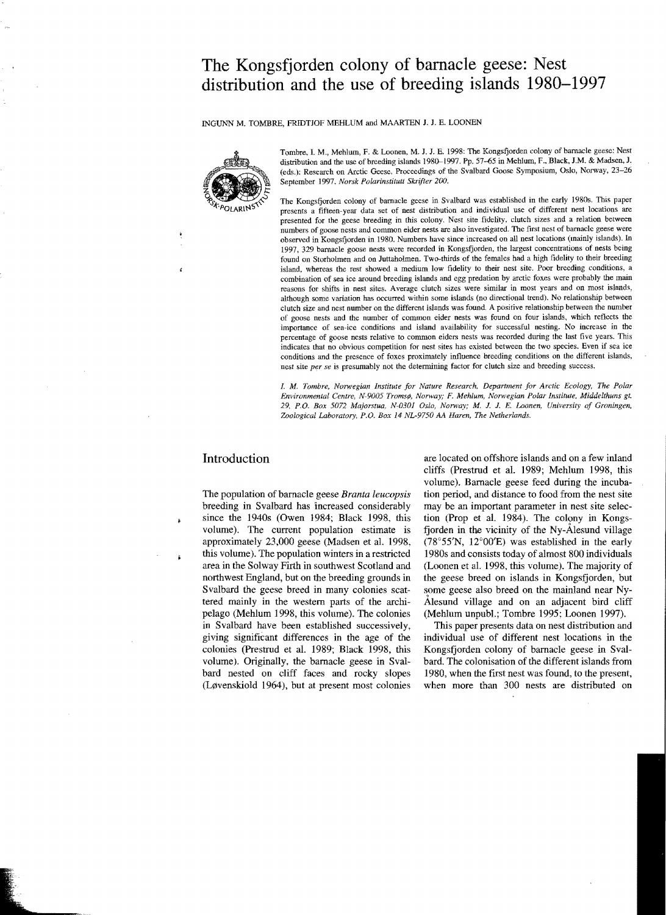# The Kongsfjorden colony of barnacle geese: Nest distribution and the use of breeding islands 1980–1997

INGUNN M. TOMBRE, FRIDTJOF MEHLUM and MAARTEN J. J. E. LOONEN

Tombre, I. M., Mehlum, F. & Loonen, M. J. J. E. 1998: The Kongsfjorden colony of barnacle geese: Nest distribution and the use of breeding islands 1980–1997. Pp. 57–65 in Mehlum, F., Black, J.M. & Madsen, J. (eds.): Research on Arctic Geese. Proceedings of the Svalbard Goose Symposium, Oslo, Norway, 23–26 September 1997. *Norsk Polarinstitutt Skrifter 200*.

The Kongsfjorden colony of barnacle geese in Svalbard was established in the early 1980s. This paper presents a fifteen-year data set of nest distribution and individual use of different nest locations are presented for the geese breeding in this colony. Nest site fidelity, clutch sizes and a relation between numbers of goose nests and common eider nests are also investigated. The first nest of barnacle geese were observed in Kongsfjorden in 1980. Numbers have since increased on all nest locations (mainly islands). In 1997, 329 barnacle goose nests were recorded in Kongsfjorden, the largest concentrations of nests being found on Storholmen and on Juttaholmen. Two-thirds of the females had a high fidelity to their breeding island, whereas the rest showed a medium low fidelity to their nest site. Poor breeding conditions, a combination of sea ice around breeding islands and egg predation by arctic foxes were probably the main reasons for shifts in nest sites. Average clutch sizes were similar in most years and on most islands, although some variation has occurred within some islands (no directional trend). No relationship between clutch size and nest number on the different islands was found. A positive relationship between the number of goose nests and the number of common eider nests was found on four islands, which reflects the importance of sea-ice conditions and island availability for successful nesting. No increase in the percentage of goose nests relative to common eiders nests was recorded during the last five years. This indicates that no obvious competition for nest sites has existed between the two species. Even if sea ice conditions and the presence of foxes proximately influence breeding conditions on the different islands, nest site *per se* is presumably not the determining factor for clutch size and breeding success.

*I. M. Tombre, Norwegian Institute for Nature Research, Department for Arctic Ecology, The Polar Environmental Centre, N-9005 Tromsø, Norway; F. Mehlum, Norwegian Polar Institute, Middelthuns gt. 29, P.O. Box 5072 Majorstua, N-0301 Oslo, Norway; M. J. J. E. Loonen, University of Groningen, Zoological Laboratory, P.O. Box 14 NL-9750 AA Haren, The Netherlands.*

## Introduction

The population of barnacle geese *Branta leucopsis* breeding in Svalbard has increased considerably since the 1940s (Owen 1984; Black 1998, this volume). The current population estimate is approximately 23,000 geese (Madsen et al. 1998, this volume). The population winters in a restricted area in the Solway Firth in southwest Scotland and northwest England, but on the breeding grounds in Svalbard the geese breed in many colonies scattered mainly in the western parts of the archipelago (Mehlum 1998, this volume). The colonies in Svalbard have been established successively, giving significant differences in the age of the colonies (Prestrud et al. 1989; Black 1998, this volume). Originally, the barnacle geese in Svalbard nested on cliff faces and rocky slopes (Løvenskiold 1964), but at present most colonies are located on offshore islands and on a few inland cliffs (Prestrud et al. 1989; Mehlum 1998, this volume). Barnacle geese feed during the incubation period, and distance to food from the nest site may be an important parameter in nest site selection (Prop et al. 1984). The colony in Kongsfjorden in the vicinity of the Ny-Ålesund village (78°55'N, 12°00'E) was established in the early 1980s and consists today of almost 800 individuals (Loonen et al. 1998, this volume). The majority of the geese breed on islands in Kongsfjorden, but some geese also breed on the mainland near Ny-Ålesund village and on an adjacent bird cliff (Mehlum unpubl.; Tombre 1995; Loonen 1997).

This paper presents data on nest distribution and individual use of different nest locations in the Kongsfjorden colony of barnacle geese in Svalbard. The colonisation of the different islands from 1980, when the first nest was found, to the present, when more than 300 nests are distributed on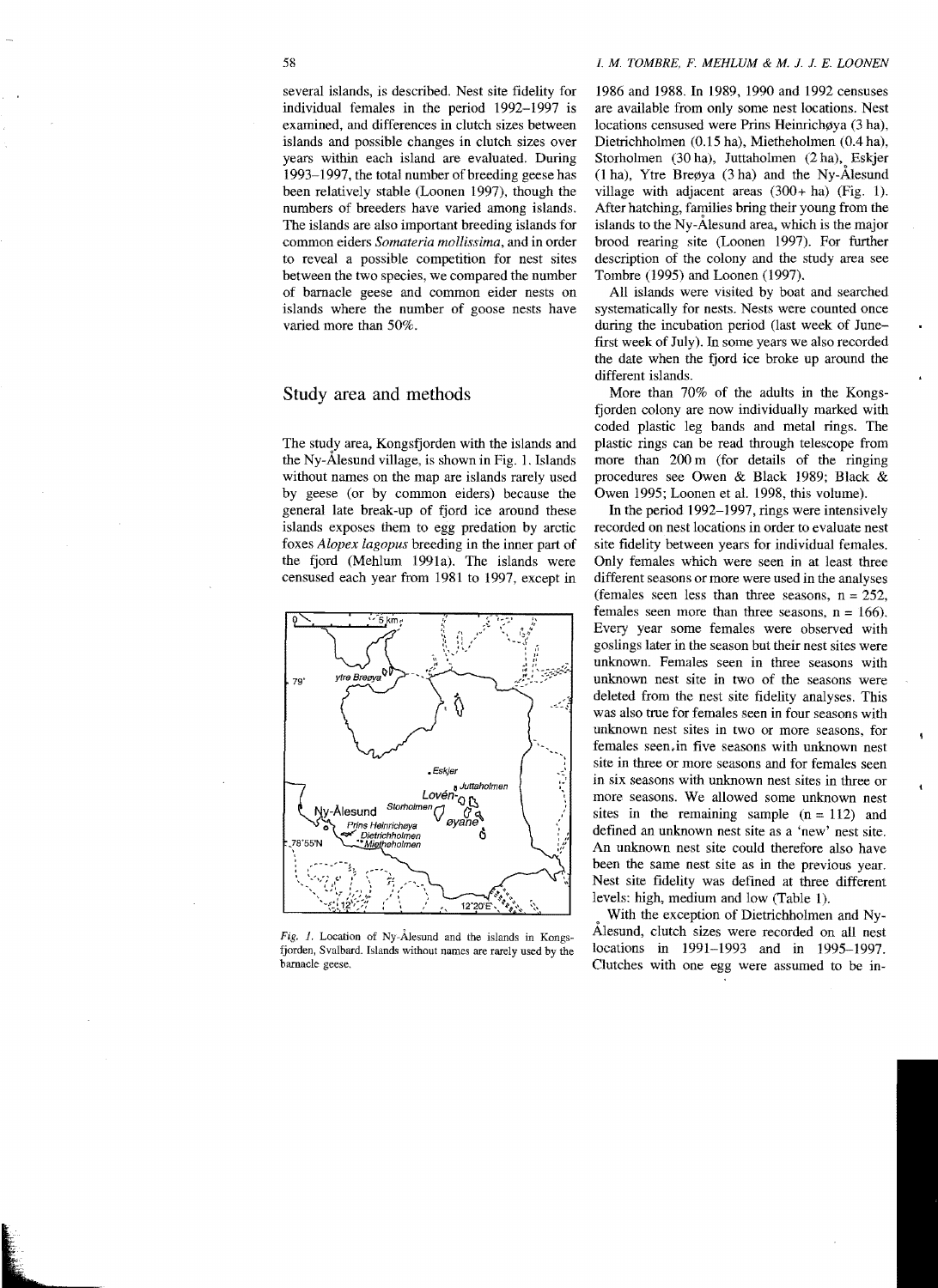several islands, is described. Nest site fidelity for individual females in the period 1992–1997 is examined, and differences in clutch sizes between islands and possible changes in clutch sizes over years within each island are evaluated. During 1993–1997, the total number of breeding geese has been relatively stable (Loonen 1997), though the numbers of breeders have varied among islands. The islands are also important breeding islands for common eiders *Somateria mollissima*, and in order to reveal a possible competition for nest sites between the two species, we compared the number of barnacle geese and common eider nests on islands where the number of goose nests have varied more than 50%.

## Study area and methods

The study area, Kongsfjorden with the islands and the Ny-Ålesund village, is shown in Fig. 1. Islands without names on the map are islands rarely used by geese (or by common eiders) because the general late break-up of fjord ice around these islands exposes them to egg predation by arctic foxes *Alopex lagopus* breeding in the inner part of the fjord (Mehlum 1991a). The islands were censused each year from 1981 to 1997, except in

*Fig. 1.* Location of Ny-Ålesund and the islands in Kongsfjorden, Svalbard. Islands without names are rarely used by the barnacle geese.

1986 and 1988. In 1989, 1990 and 1992 censuses are available from only some nest locations. Nest locations censused were Prins Heinrichøya (3 ha), Dietrichholmen (0.15 ha), Mietheholmen (0.4 ha), Storholmen (30 ha), Juttaholmen (2 ha), Eskjer (1 ha), Ytre Breøya (3 ha) and the Ny-Ålesund village with adjacent areas (300+ ha) (Fig. 1). After hatching, families bring their young from the islands to the Ny-Ålesund area, which is the major brood rearing site (Loonen 1997). For further description of the colony and the study area see Tombre (1995) and Loonen (1997).

All islands were visited by boat and searched systematically for nests. Nests were counted once during the incubation period (last week of June–first week of July). In some years we also recorded the date when the fjord ice broke up around the different islands.

More than 70% of the adults in the Kongsfjorden colony are now individually marked with coded plastic leg bands and metal rings. The plastic rings can be read through telescope from more than 200 m (for details of the ringing procedures see Owen & Black 1989; Black & Owen 1995; Loonen et al. 1998, this volume).

In the period 1992–1997, rings were intensively recorded on nest locations in order to evaluate nest site fidelity between years for individual females. Only females which were seen in at least three different seasons or more were used in the analyses (females seen less than three seasons, n = 252, females seen more than three seasons, n = 166). Every year some females were observed with goslings later in the season but their nest sites were unknown. Females seen in three seasons with unknown nest site in two of the seasons were deleted from the nest site fidelity analyses. This was also true for females seen in four seasons with unknown nest sites in two or more seasons, for females seen in five seasons with unknown nest site in three or more seasons and for females seen in six seasons with unknown nest sites in three or more seasons. We allowed some unknown nest sites in the remaining sample (n = 112) and defined an unknown nest site as a 'new' nest site. An unknown nest site could therefore also have been the same nest site as in the previous year. Nest site fidelity was defined at three different levels: high, medium and low (Table 1).

With the exception of Dietrichholmen and Ny-Ålesund, clutch sizes were recorded on all nest locations in 1991–1993 and in 1995–1997. Clutches with one egg were assumed to be in-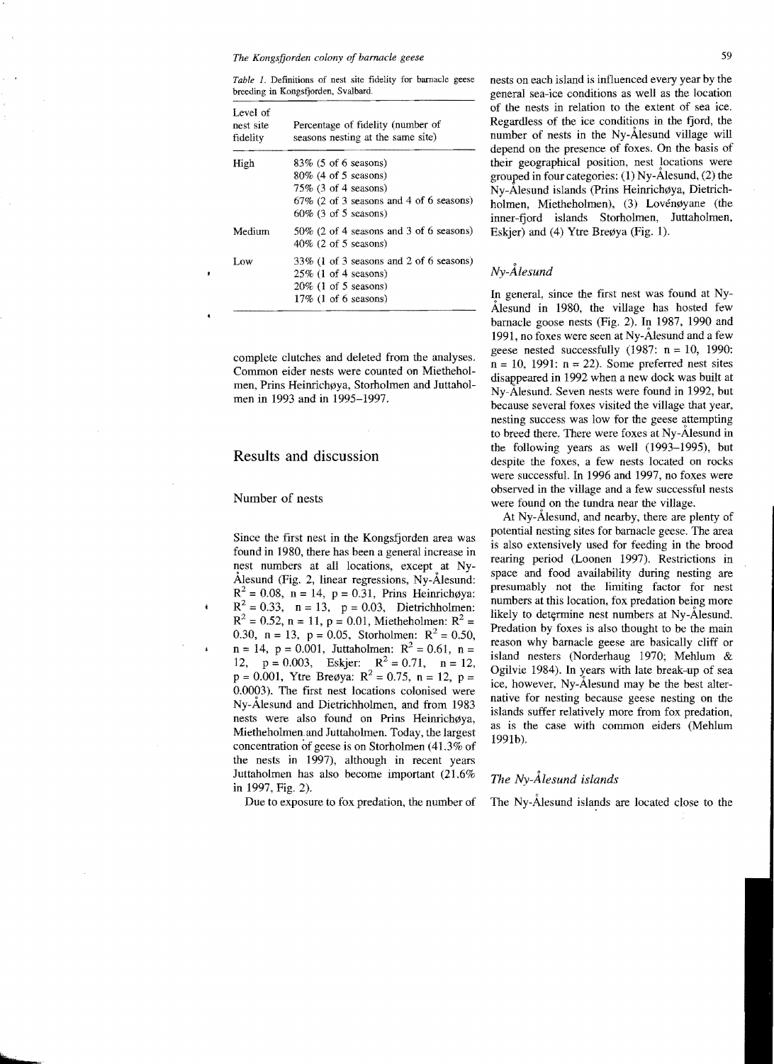*Table 1.* Definitions of nest site fidelity for barnacle geese breeding in Kongsfjorden, Svalbard.

| Level of nest site fidelity | Percentage of fidelity (number of seasons nesting at the same site) |
|---|---|
| High | 83% (5 of 6 seasons) |
| | 80% (4 of 5 seasons) |
| | 75% (3 of 4 seasons) |
| | 67% (2 of 3 seasons and 4 of 6 seasons) |
| | 60% (3 of 5 seasons) |
| Medium | 50% (2 of 4 seasons and 3 of 6 seasons) |
| | 40% (2 of 5 seasons) |
| Low | 33% (1 of 3 seasons and 2 of 6 seasons) |
| | 25% (1 of 4 seasons) |
| | 20% (1 of 5 seasons) |
| | 17% (1 of 6 seasons) |

complete clutches and deleted from the analyses. Common eider nests were counted on Miethe­holmen, Prins Heinrichøya, Storholmen and Juttaholmen in 1993 and in 1995–1997.

## Results and discussion

### Number of nests

Since the first nest in the Kongsfjorden area was found in 1980, there has been a general increase in nest numbers at all locations, except at Ny-Ålesund (Fig. 2, linear regressions, Ny-Ålesund: $R^2 = 0.08$, $n = 14$, $p = 0.31$, Prins Heinrichøya: $R^2 = 0.33$, $n = 13$, $p = 0.03$, Dietrichholmen: $R^2 = 0.52$, $n = 11$, $p = 0.01$, Mietheholmen: $R^2 = 0.30$, $n = 13$, $p = 0.05$, Storholmen: $R^2 = 0.50$, $n = 14$, $p = 0.001$, Juttaholmen: $R^2 = 0.61$, $n = 12$, $p = 0.003$, Eskjer: $R^2 = 0.71$, $n = 12$, $p = 0.001$, Ytre Breøya: $R^2 = 0.75$, $n = 12$, $p = 0.0003$). The first nest locations colonised were Ny-Ålesund and Dietrichholmen, and from 1983 nests were also found on Prins Heinrichøya, Mietheholmen and Juttaholmen. Today, the largest concentration of geese is on Storholmen (41.3% of the nests in 1997), although in recent years Juttaholmen has also become important (21.6% in 1997, Fig. 2).

Due to exposure to fox predation, the number of nests on each island is influenced every year by the general sea-ice conditions as well as the location of the nests in relation to the extent of sea ice. Regardless of the ice conditions in the fjord, the number of nests in the Ny-Ålesund village will depend on the presence of foxes. On the basis of their geographical position, nest locations were grouped in four categories: (1) Ny-Ålesund, (2) the Ny-Ålesund islands (Prins Heinrichøya, Dietrichholmen, Mietheholmen), (3) Lovénøyane (the inner-fjord islands Storholmen, Juttaholmen, Eskjer) and (4) Ytre Breøya (Fig. 1).

### *Ny-Ålesund*

In general, since the first nest was found at Ny-Ålesund in 1980, the village has hosted few barnacle goose nests (Fig. 2). In 1987, 1990 and 1991, no foxes were seen at Ny-Ålesund and a few geese nested successfully (1987: n = 10, 1990: n = 10, 1991: n = 22). Some preferred nest sites disappeared in 1992 when a new dock was built at Ny-Ålesund. Seven nests were found in 1992, but because several foxes visited the village that year, nesting success was low for the geese attempting to breed there. There were foxes at Ny-Ålesund in the following years as well (1993–1995), but despite the foxes, a few nests located on rocks were successful. In 1996 and 1997, no foxes were observed in the village and a few successful nests were found on the tundra near the village.

At Ny-Ålesund, and nearby, there are plenty of potential nesting sites for barnacle geese. The area is also extensively used for feeding in the brood rearing period (Loonen 1997). Restrictions in space and food availability during nesting are presumably not the limiting factor for nest numbers at this location, fox predation being more likely to determine nest numbers at Ny-Ålesund. Predation by foxes is also thought to be the main reason why barnacle geese are basically cliff or island nesters (Norderhaug 1970; Mehlum & Ogilvie 1984). In years with late break-up of sea ice, however, Ny-Ålesund may be the best alternative for nesting because geese nesting on the islands suffer relatively more from fox predation, as is the case with common eiders (Mehlum 1991b).

### *The Ny-Ålesund islands*

The Ny-Ålesund islands are located close to the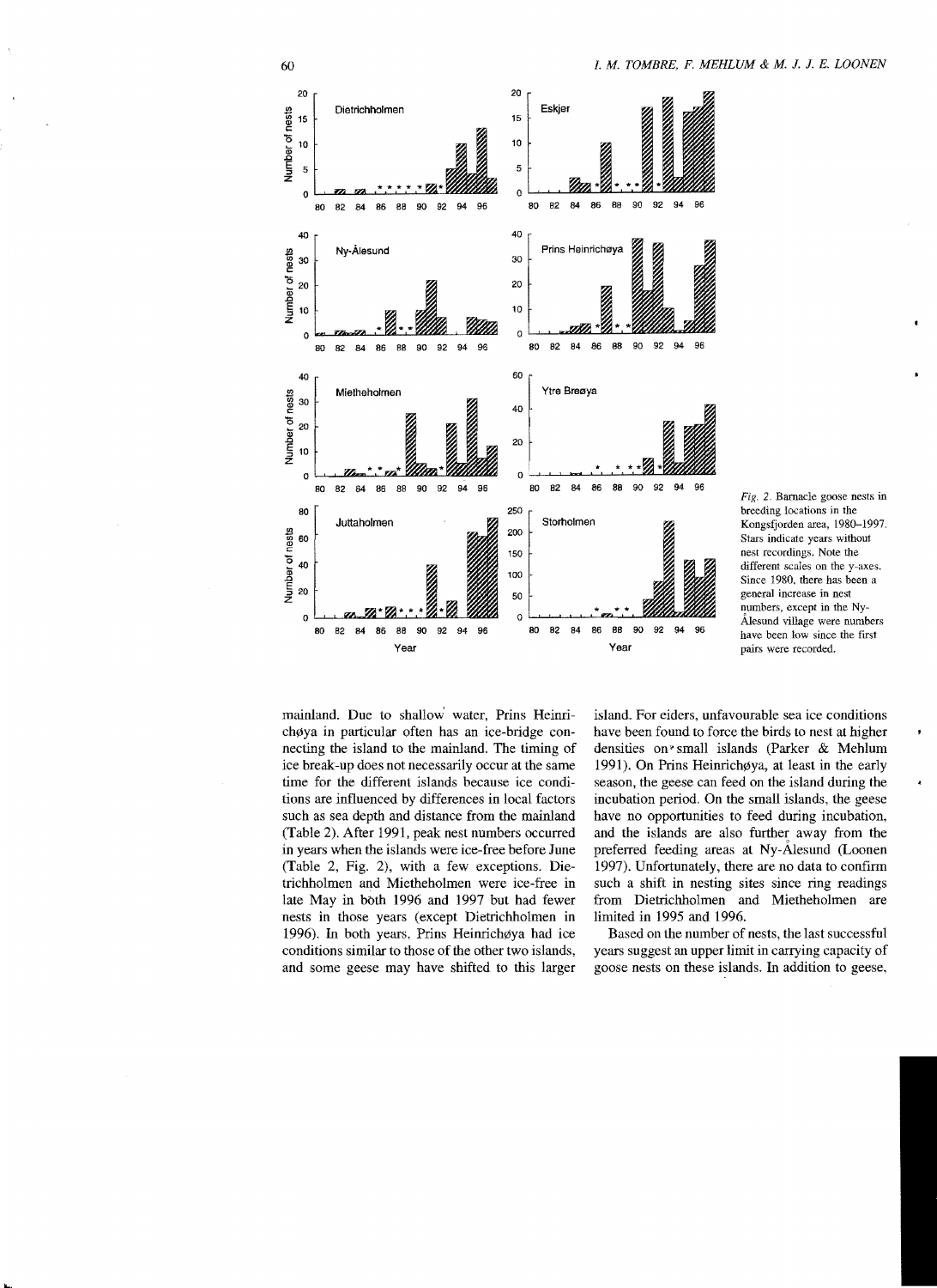*Fig. 2.* Barnacle goose nests in breeding locations in the Kongsfjorden area, 1980–1997. Stars indicate years without nest recordings. Note the different scales on the y-axes. Since 1980, there has been a general increase in nest numbers, except in the Ny-Ålesund village were numbers have been low since the first pairs were recorded.

mainland. Due to shallow water, Prins Heinrichøya in particular often has an ice-bridge connecting the island to the mainland. The timing of ice break-up does not necessarily occur at the same time for the different islands because ice conditions are influenced by differences in local factors such as sea depth and distance from the mainland (Table 2). After 1991, peak nest numbers occurred in years when the islands were ice-free before June (Table 2, Fig. 2), with a few exceptions. Dietrichholmen and Mietheholmen were ice-free in late May in both 1996 and 1997 but had fewer nests in those years (except Dietrichholmen in 1996). In both years, Prins Heinrichøya had ice conditions similar to those of the other two islands, and some geese may have shifted to this larger island. For eiders, unfavourable sea ice conditions have been found to force the birds to nest at higher densities on small islands (Parker & Mehlum 1991). On Prins Heinrichøya, at least in the early season, the geese can feed on the island during the incubation period. On the small islands, the geese have no opportunities to feed during incubation, and the islands are also further away from the preferred feeding areas at Ny-Ålesund (Loonen 1997). Unfortunately, there are no data to confirm such a shift in nesting sites since ring readings from Dietrichholmen and Mietheholmen are limited in 1995 and 1996.

Based on the number of nests, the last successful years suggest an upper limit in carrying capacity of goose nests on these islands. In addition to geese,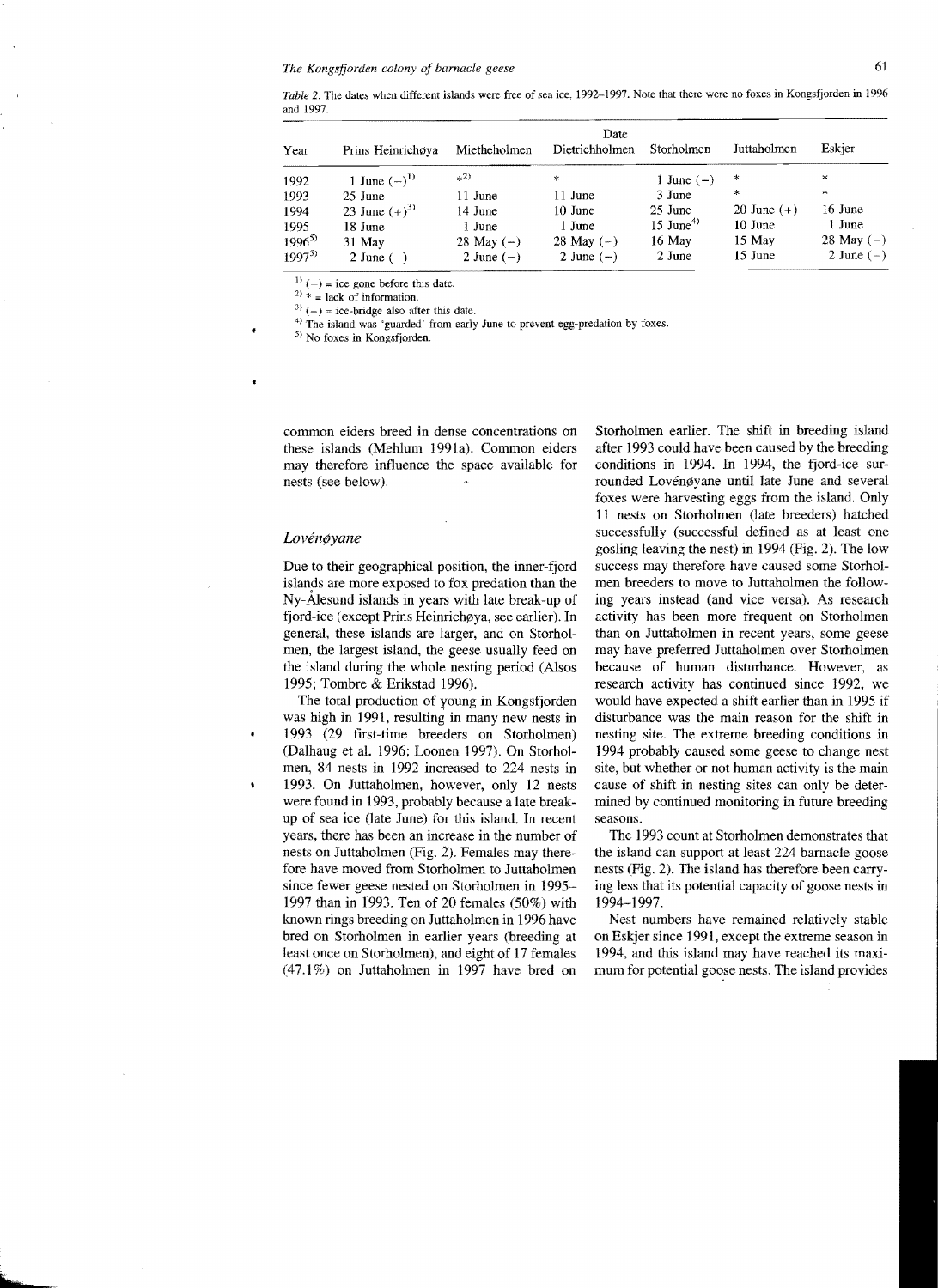*Table 2.* The dates when different islands were free of sea ice, 1992–1997. Note that there were no foxes in Kongsfjorden in 1996 and 1997.

| Year | Date | | | | | |
|---|---|---|---|---|---|---|
| | Prins Heinrichøya | Mietheholmen | Dietrichholmen | Storholmen | Juttaholmen | Eskjer |
| 1992 | 1 June (−)[1] | *[2] | * | 1 June (−) | * | * |
| 1993 | 25 June | 11 June | 11 June | 3 June | * | * |
| 1994 | 23 June (+)[3] | 14 June | 10 June | 25 June | 20 June (+) | 16 June |
| 1995 | 18 June | 1 June | 1 June | 15 June[4] | 10 June | 1 June |
| 1996[5] | 31 May | 28 May (−) | 28 May (−) | 16 May | 15 May | 28 May (−) |
| 1997[5] | 2 June (−) | 2 June (−) | 2 June (−) | 2 June | 15 June | 2 June (−) |

[1] (−) = ice gone before this date.
[2] * = lack of information.
[3] (+) = ice-bridge also after this date.
[4] The island was 'guarded' from early June to prevent egg-predation by foxes.
[5] No foxes in Kongsfjorden.

common eiders breed in dense concentrations on these islands (Mehlum 1991a). Common eiders may therefore influence the space available for nests (see below).

### *Lovénøyane*

Due to their geographical position, the inner-fjord islands are more exposed to fox predation than the Ny-Ålesund islands in years with late break-up of fjord-ice (except Prins Heinrichøya, see earlier). In general, these islands are larger, and on Storholmen, the largest island, the geese usually feed on the island during the whole nesting period (Alsos 1995; Tombre & Erikstad 1996).

The total production of young in Kongsfjorden was high in 1991, resulting in many new nests in 1993 (29 first-time breeders on Storholmen) (Dalhaug et al. 1996; Loonen 1997). On Storholmen, 84 nests in 1992 increased to 224 nests in 1993. On Juttaholmen, however, only 12 nests were found in 1993, probably because a late break-up of sea ice (late June) for this island. In recent years, there has been an increase in the number of nests on Juttaholmen (Fig. 2). Females may therefore have moved from Storholmen to Juttaholmen since fewer geese nested on Storholmen in 1995–1997 than in 1993. Ten of 20 females (50%) with known rings breeding on Juttaholmen in 1996 have bred on Storholmen in earlier years (breeding at least once on Storholmen), and eight of 17 females (47.1%) on Juttaholmen in 1997 have bred on Storholmen earlier. The shift in breeding island after 1993 could have been caused by the breeding conditions in 1994. In 1994, the fjord-ice surrounded Lovénøyane until late June and several foxes were harvesting eggs from the island. Only 11 nests on Storholmen (late breeders) hatched successfully (successful defined as at least one gosling leaving the nest) in 1994 (Fig. 2). The low success may therefore have caused some Storholmen breeders to move to Juttaholmen the following years instead (and vice versa). As research activity has been more frequent on Storholmen than on Juttaholmen in recent years, some geese may have preferred Juttaholmen over Storholmen because of human disturbance. However, as research activity has continued since 1992, we would have expected a shift earlier than in 1995 if disturbance was the main reason for the shift in nesting site. The extreme breeding conditions in 1994 probably caused some geese to change nest site, but whether or not human activity is the main cause of shift in nesting sites can only be determined by continued monitoring in future breeding seasons.

The 1993 count at Storholmen demonstrates that the island can support at least 224 barnacle goose nests (Fig. 2). The island has therefore been carrying less that its potential capacity of goose nests in 1994–1997.

Nest numbers have remained relatively stable on Eskjer since 1991, except the extreme season in 1994, and this island may have reached its maximum for potential goose nests. The island provides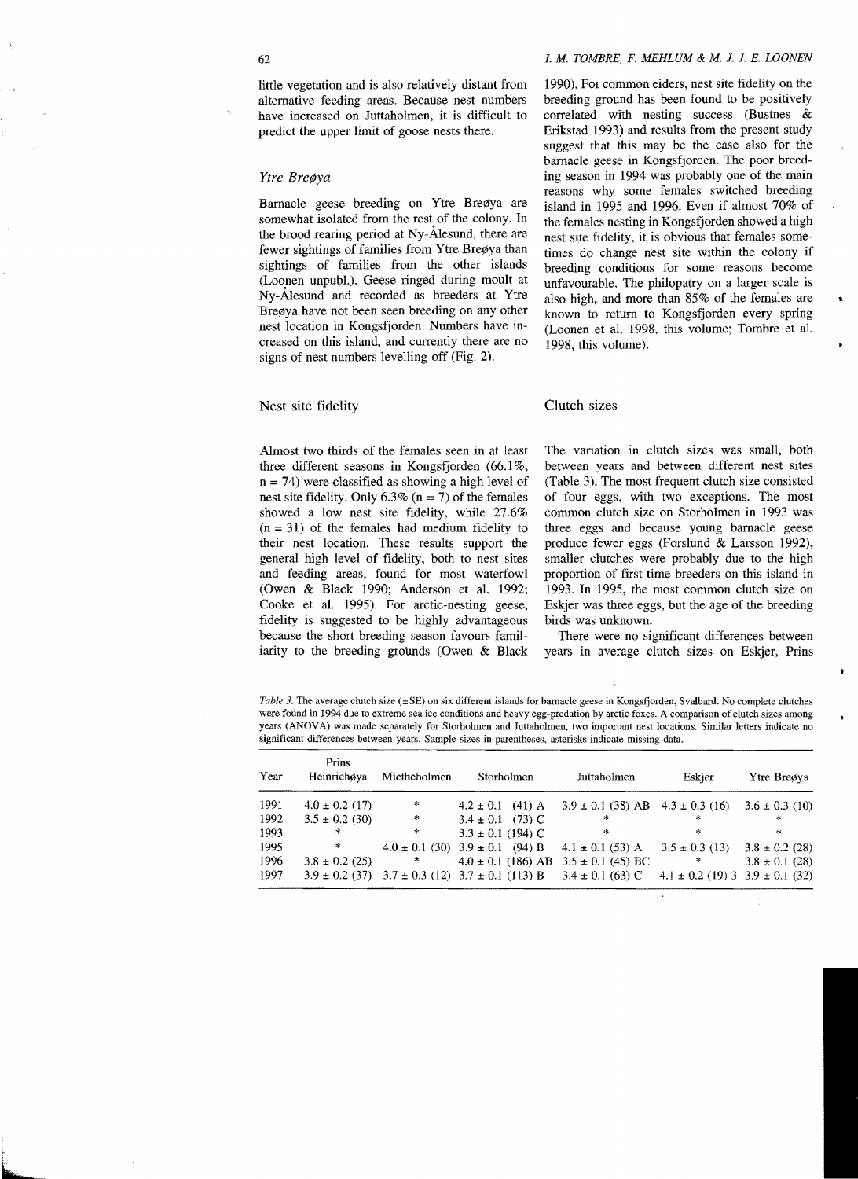little vegetation and is also relatively distant from alternative feeding areas. Because nest numbers have increased on Juttaholmen, it is difficult to predict the upper limit of goose nests there.

### *Ytre Breøya*

Barnacle geese breeding on Ytre Breøya are somewhat isolated from the rest of the colony. In the brood rearing period at Ny-Ålesund, there are fewer sightings of families from Ytre Breøya than sightings of families from the other islands (Loonen unpubl.). Geese ringed during moult at Ny-Ålesund and recorded as breeders at Ytre Breøya have not been seen breeding on any other nest location in Kongsfjorden. Numbers have increased on this island, and currently there are no signs of nest numbers levelling off (Fig. 2).

## Nest site fidelity

Almost two thirds of the females seen in at least three different seasons in Kongsfjorden (66.1%, n = 74) were classified as showing a high level of nest site fidelity. Only 6.3% (n = 7) of the females showed a low nest site fidelity, while 27.6% (n = 31) of the females had medium fidelity to their nest location. These results support the general high level of fidelity, both to nest sites and feeding areas, found for most waterfowl (Owen & Black 1990; Anderson et al. 1992; Cooke et al. 1995). For arctic-nesting geese, fidelity is suggested to be highly advantageous because the short breeding season favours familiarity to the breeding grounds (Owen & Black 1990). For common eiders, nest site fidelity on the breeding ground has been found to be positively correlated with nesting success (Bustnes & Erikstad 1993) and results from the present study suggest that this may be the case also for the barnacle geese in Kongsfjorden. The poor breeding season in 1994 was probably one of the main reasons why some females switched breeding island in 1995 and 1996. Even if almost 70% of the females nesting in Kongsfjorden showed a high nest site fidelity, it is obvious that females sometimes do change nest site within the colony if breeding conditions for some reasons become unfavourable. The philopatry on a larger scale is also high, and more than 85% of the females are known to return to Kongsfjorden every spring (Loonen et al. 1998, this volume; Tombre et al. 1998, this volume).

## Clutch sizes

The variation in clutch sizes was small, both between years and between different nest sites (Table 3). The most frequent clutch size consisted of four eggs, with two exceptions. The most common clutch size on Storholmen in 1993 was three eggs and because young barnacle geese produce fewer eggs (Forslund & Larsson 1992), smaller clutches were probably due to the high proportion of first time breeders on this island in 1993. In 1995, the most common clutch size on Eskjer was three eggs, but the age of the breeding birds was unknown.

There were no significant differences between years in average clutch sizes on Eskjer, Prins

*Table 3.* The average clutch size (±SE) on six different islands for barnacle geese in Kongsfjorden, Svalbard. No complete clutches were found in 1994 due to extreme sea ice conditions and heavy egg-predation by arctic foxes. A comparison of clutch sizes among years (ANOVA) was made separately for Storholmen and Juttaholmen, two important nest locations. Similar letters indicate no significant differences between years. Sample sizes in parentheses, asterisks indicate missing data.

| Year | Prins Heinrichøya | Mietheholmen | Storholmen | Juttaholmen | Eskjer | Ytre Breøya |
|---|---|---|---|---|---|---|
| 1991 | 4.0 ± 0.2 (17) | * | 4.2 ± 0.1 (41) A | 3.9 ± 0.1 (38) AB | 4.3 ± 0.3 (16) | 3.6 ± 0.3 (10) |
| 1992 | 3.5 ± 0.2 (30) | * | 3.4 ± 0.1 (73) C | * | * | * |
| 1993 | * | * | 3.3 ± 0.1 (194) C | * | * | * |
| 1995 | * | 4.0 ± 0.1 (30) | 3.9 ± 0.1 (94) B | 4.1 ± 0.1 (53) A | 3.5 ± 0.3 (13) | 3.8 ± 0.2 (28) |
| 1996 | 3.8 ± 0.2 (25) | * | 4.0 ± 0.1 (186) AB | 3.5 ± 0.1 (45) BC | * | 3.8 ± 0.1 (28) |
| 1997 | 3.9 ± 0.2 (37) | 3.7 ± 0.3 (12) | 3.7 ± 0.1 (113) B | 3.4 ± 0.1 (63) C | 4.1 ± 0.2 (19) 3 | 3.9 ± 0.1 (32) |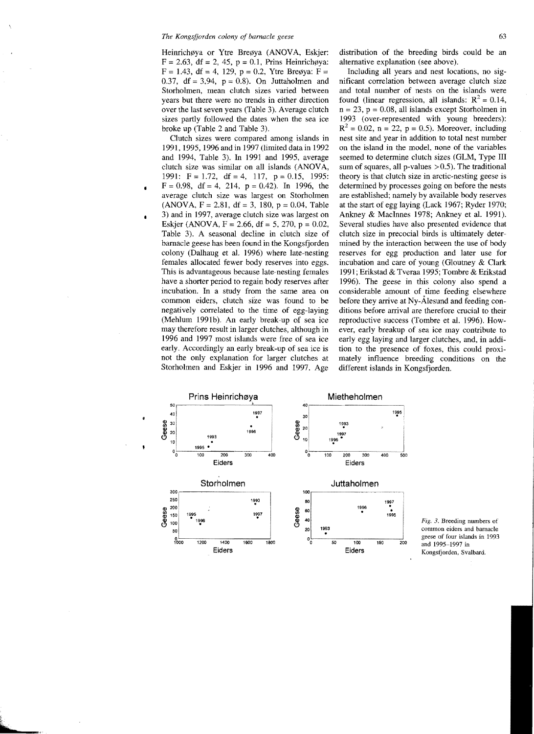Heinrichøya or Ytre Breøya (ANOVA, Eskjer: $F = 2.63$, $df = 2, 45$, $p = 0.1$, Prins Heinrichøya: $F = 1.43$, $df = 4, 129$, $p = 0.2$, Ytre Breøya: $F = 0.37$, $df = 3.94$, $p = 0.8$). On Juttaholmen and Storholmen, mean clutch sizes varied between years but there were no trends in either direction over the last seven years (Table 3). Average clutch sizes partly followed the dates when the sea ice broke up (Table 2 and Table 3).

Clutch sizes were compared among islands in 1991, 1995, 1996 and in 1997 (limited data in 1992 and 1994, Table 3). In 1991 and 1995, average clutch size was similar on all islands (ANOVA, 1991: $F = 1.72$, $df = 4, 117$, $p = 0.15$, 1995: $F = 0.98$, $df = 4, 214$, $p = 0.42$). In 1996, the average clutch size was largest on Storholmen (ANOVA, $F = 2.81$, $df = 3, 180$, $p = 0.04$, Table 3) and in 1997, average clutch size was largest on Eskjer (ANOVA, $F = 2.66$, $df = 5, 270$, $p = 0.02$, Table 3). A seasonal decline in clutch size of barnacle geese has been found in the Kongsfjorden colony (Dalhaug et al. 1996) where late-nesting females allocated fewer body reserves into eggs. This is advantageous because late-nesting females have a shorter period to regain body reserves after incubation. In a study from the same area on common eiders, clutch size was found to be negatively correlated to the time of egg-laying (Mehlum 1991b). An early break-up of sea ice may therefore result in larger clutches, although in 1996 and 1997 most islands were free of sea ice early. Accordingly an early break-up of sea ice is not the only explanation for larger clutches at Storholmen and Eskjer in 1996 and 1997. Age distribution of the breeding birds could be an alternative explanation (see above).

Including all years and nest locations, no significant correlation between average clutch size and total number of nests on the islands were found (linear regression, all islands: $R^2 = 0.14$, $n = 23$, $p = 0.08$, all islands except Storholmen in 1993 (over-represented with young breeders): $R^2 = 0.02$, $n = 22$, $p = 0.5$). Moreover, including nest site and year in addition to total nest number on the island in the model, none of the variables seemed to determine clutch sizes (GLM, Type III sum of squares, all p-values $>0.5$). The traditional theory is that clutch size in arctic-nesting geese is determined by processes going on before the nests are established; namely by available body reserves at the start of egg laying (Lack 1967; Ryder 1970; Ankney & MacInnes 1978; Ankney et al. 1991). Several studies have also presented evidence that clutch size in precocial birds is ultimately determined by the interaction between the use of body reserves for egg production and later use for incubation and care of young (Gloutney & Clark 1991; Erikstad & Tveraa 1995; Tombre & Erikstad 1996). The geese in this colony also spend a considerable amount of time feeding elsewhere before they arrive at Ny-Ålesund and feeding conditions before arrival are therefore crucial to their reproductive success (Tombre et al. 1996). However, early breakup of sea ice may contribute to early egg laying and larger clutches, and, in addition to the presence of foxes, this could proximately influence breeding conditions on the different islands in Kongsfjorden.

*Fig. 3.* Breeding numbers of common eiders and barnacle geese of four islands in 1993 and 1995–1997 in Kongsfjorden, Svalbard.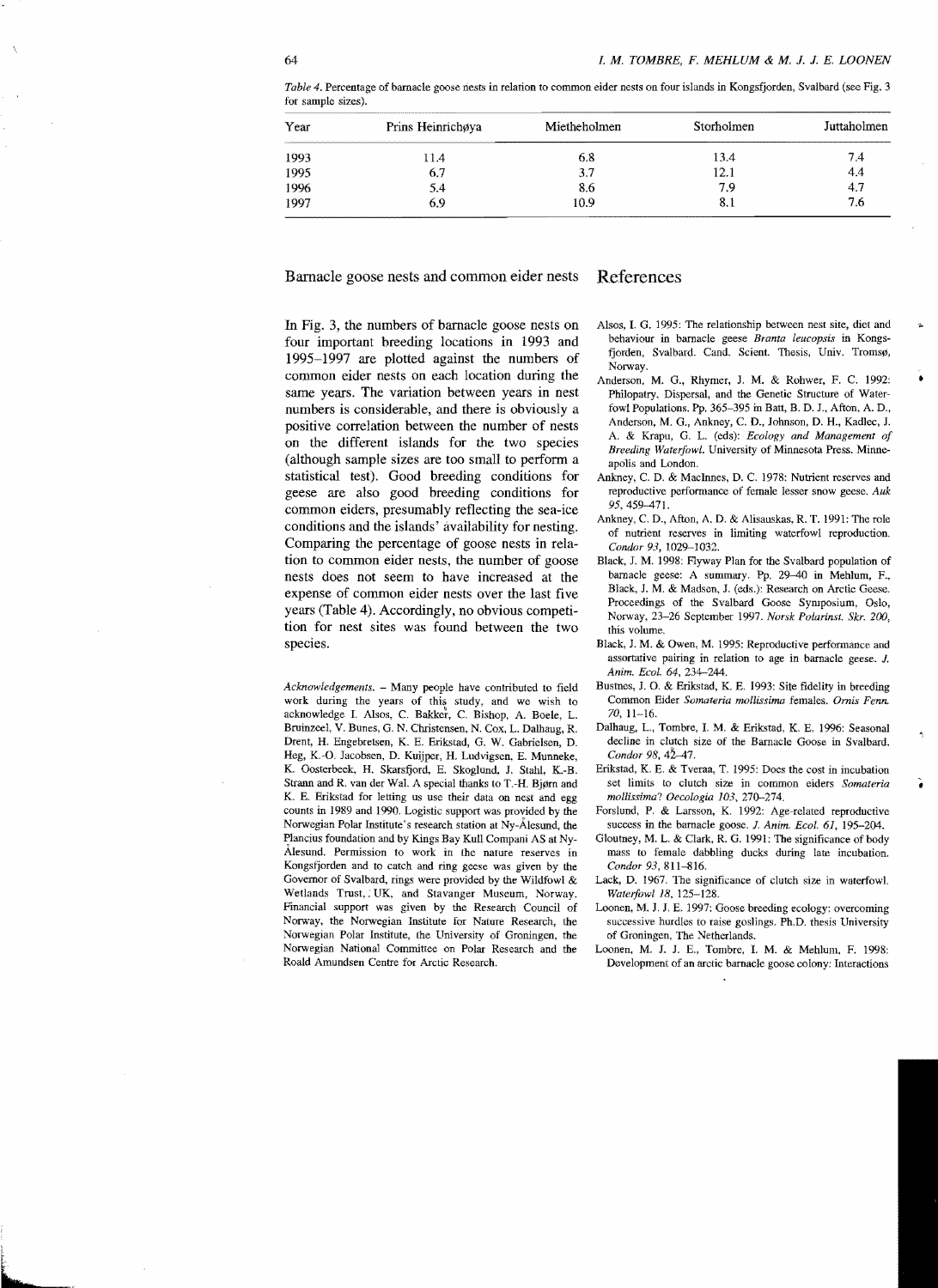*Table 4*. Percentage of barnacle goose nests in relation to common eider nests on four islands in Kongsfjorden, Svalbard (see Fig. 3 for sample sizes).

| Year | Prins Heinrichøya | Mietheholmen | Storholmen | Juttaholmen |
|---|---|---|---|---|
| 1993 | 11.4 | 6.8 | 13.4 | 7.4 |
| 1995 | 6.7 | 3.7 | 12.1 | 4.4 |
| 1996 | 5.4 | 8.6 | 7.9 | 4.7 |
| 1997 | 6.9 | 10.9 | 8.1 | 7.6 |

## Barnacle goose nests and common eider nests

In Fig. 3, the numbers of barnacle goose nests on four important breeding locations in 1993 and 1995–1997 are plotted against the numbers of common eider nests on each location during the same years. The variation between years in nest numbers is considerable, and there is obviously a positive correlation between the number of nests on the different islands for the two species (although sample sizes are too small to perform a statistical test). Good breeding conditions for geese are also good breeding conditions for common eiders, presumably reflecting the sea-ice conditions and the islands' availability for nesting. Comparing the percentage of goose nests in relation to common eider nests, the number of goose nests does not seem to have increased at the expense of common eider nests over the last five years (Table 4). Accordingly, no obvious competition for nest sites was found between the two species.

*Acknowledgements*. – Many people have contributed to field work during the years of this study, and we wish to acknowledge I. Alsos, C. Bakker, C. Bishop, A. Boele, L. Bruinzeel, V. Bunes, G. N. Christensen, N. Cox, L. Dalhaug, R. Drent, H. Engebretsen, K. E. Erikstad, G. W. Gabrielsen, D. Heg, K.-O. Jacobsen, D. Kuijper, H. Ludvigsen, E. Munneke, K. Oosterbeek, H. Skarsfjord, E. Skoglund, J. Stahl, K.-B. Strann and R. van der Wal. A special thanks to T.-H. Bjørn and K. E. Erikstad for letting us use their data on nest and egg counts in 1989 and 1990. Logistic support was provided by the Norwegian Polar Institute's research station at Ny-Ålesund, the Plancius foundation and by Kings Bay Kull Compani AS at Ny-Ålesund. Permission to work in the nature reserves in Kongsfjorden and to catch and ring geese was given by the Governor of Svalbard, rings were provided by the Wildfowl & Wetlands Trust, UK, and Stavanger Museum, Norway. Financial support was given by the Research Council of Norway, the Norwegian Institute for Nature Research, the Norwegian Polar Institute, the University of Groningen, the Norwegian National Committee on Polar Research and the Roald Amundsen Centre for Arctic Research.

## References

Alsos, I. G. 1995: The relationship between nest site, diet and behaviour in barnacle geese *Branta leucopsis* in Kongsfjorden, Svalbard. Cand. Scient. Thesis, Univ. Tromsø, Norway.

Anderson, M. G., Rhymer, J. M. & Rohwer, F. C. 1992: Philopatry, Dispersal, and the Genetic Structure of Waterfowl Populations. Pp. 365–395 in Batt, B. D. J., Afton, A. D., Anderson, M. G., Ankney, C. D., Johnson, D. H., Kadlec, J. A. & Krapu, G. L. (eds): *Ecology and Management of Breeding Waterfowl*. University of Minnesota Press. Minneapolis and London.

Ankney, C. D. & MacInnes, D. C. 1978: Nutrient reserves and reproductive performance of female lesser snow geese. *Auk 95*, 459–471.

Ankney, C. D., Afton, A. D. & Alisauskas, R. T. 1991: The role of nutrient reserves in limiting waterfowl reproduction. *Condor 93*, 1029–1032.

Black, J. M. 1998: Flyway Plan for the Svalbard population of barnacle geese: A summary. Pp. 29–40 in Mehlum, F., Black, J. M. & Madsen, J. (eds.): Research on Arctic Geese. Proceedings of the Svalbard Goose Symposium, Oslo, Norway, 23–26 September 1997. *Norsk Polarinst. Skr. 200*, this volume.

Black, J. M. & Owen, M. 1995: Reproductive performance and assortative pairing in relation to age in barnacle geese. *J. Anim. Ecol. 64*, 234–244.

Bustnes, J. O. & Erikstad, K. E. 1993: Site fidelity in breeding Common Eider *Somateria mollissima* females. *Ornis Fenn. 70*, 11–16.

Dalhaug, L., Tombre, I. M. & Erikstad, K. E. 1996: Seasonal decline in clutch size of the Barnacle Goose in Svalbard. *Condor 98*, 42–47.

Erikstad, K. E. & Tveraa, T. 1995: Does the cost in incubation set limits to clutch size in common eiders *Somateria mollissima*? *Oecologia 103*, 270–274.

Forslund, P. & Larsson, K. 1992: Age-related reproductive success in the barnacle goose. *J. Anim. Ecol. 61*, 195–204.

Gloutney, M. L. & Clark, R. G. 1991: The significance of body mass to female dabbling ducks during late incubation. *Condor 93*, 811–816.

Lack, D. 1967. The significance of clutch size in waterfowl. *Waterfowl 18*, 125–128.

Loonen, M. J. J. E. 1997: Goose breeding ecology: overcoming successive hurdles to raise goslings. Ph.D. thesis University of Groningen, The Netherlands.

Loonen, M. J. J. E., Tombre, I. M. & Mehlum, F. 1998: Development of an arctic barnacle goose colony: Interactions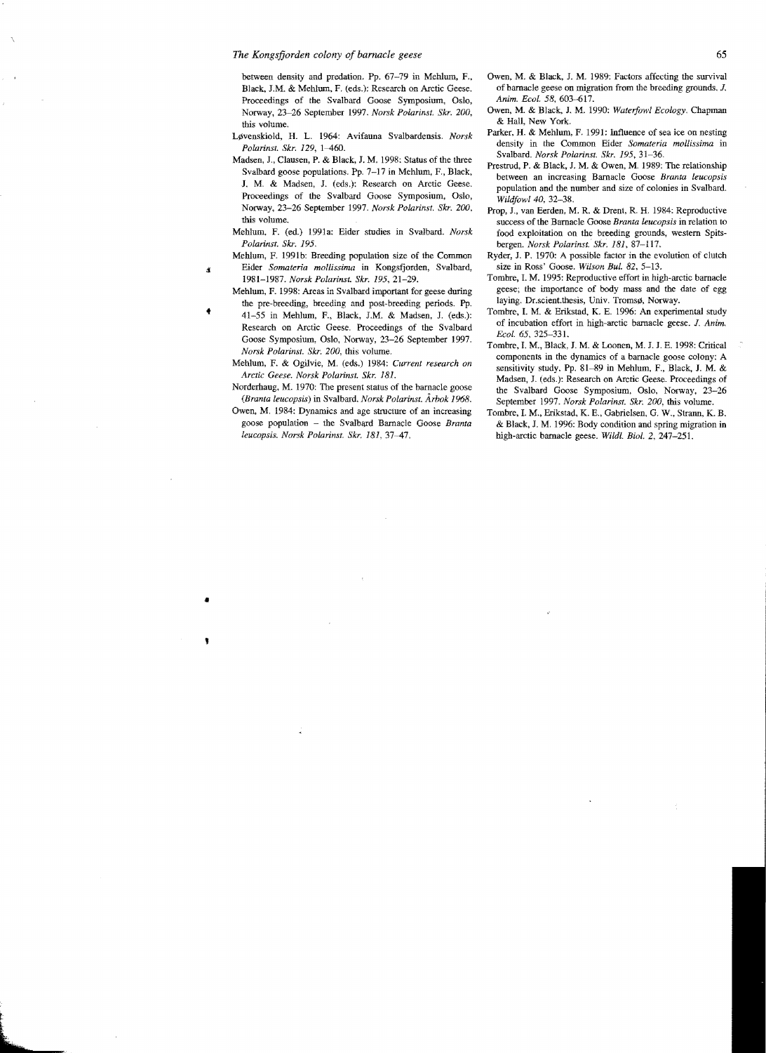between density and predation. Pp. 67–79 in Mehlum, F., Black, J.M. & Mehlum, F. (eds.): Research on Arctic Geese. Proceedings of the Svalbard Goose Symposium, Oslo, Norway, 23–26 September 1997. *Norsk Polarinst. Skr. 200*, this volume.

Løvenskiold, H. L. 1964: Avifauna Svalbardensis. *Norsk Polarinst. Skr. 129*, 1–460.

Madsen, J., Clausen, P. & Black, J. M. 1998: Status of the three Svalbard goose populations. Pp. 7–17 in Mehlum, F., Black, J. M. & Madsen, J. (eds.): Research on Arctic Geese. Proceedings of the Svalbard Goose Symposium, Oslo, Norway, 23–26 September 1997. *Norsk Polarinst. Skr. 200*, this volume.

Mehlum, F. (ed.) 1991a: Eider studies in Svalbard. *Norsk Polarinst. Skr. 195*.

Mehlum, F. 1991b: Breeding population size of the Common Eider *Somateria mollissima* in Kongsfjorden, Svalbard, 1981–1987. *Norsk Polarinst. Skr. 195*, 21–29.

Mehlum, F. 1998: Areas in Svalbard important for geese during the pre-breeding, breeding and post-breeding periods. Pp. 41–55 in Mehlum, F., Black, J.M. & Madsen, J. (eds.): Research on Arctic Geese. Proceedings of the Svalbard Goose Symposium, Oslo, Norway, 23–26 September 1997. *Norsk Polarinst. Skr. 200*, this volume.

Mehlum, F. & Ogilvie, M. (eds.) 1984: *Current research on Arctic Geese. Norsk Polarinst. Skr. 181*.

Norderhaug, M. 1970: The present status of the barnacle goose (*Branta leucopsis*) in Svalbard. *Norsk Polarinst. Årbok 1968*.

Owen, M. 1984: Dynamics and age structure of an increasing goose population – the Svalbard Barnacle Goose *Branta leucopsis*. *Norsk Polarinst. Skr. 181*, 37–47.

Owen, M. & Black, J. M. 1989: Factors affecting the survival of barnacle geese on migration from the breeding grounds. *J. Anim. Ecol. 58*, 603–617.

Owen, M. & Black, J. M. 1990: *Waterfowl Ecology*. Chapman & Hall, New York.

Parker, H. & Mehlum, F. 1991: Influence of sea ice on nesting density in the Common Eider *Somateria mollissima* in Svalbard. *Norsk Polarinst. Skr. 195*, 31–36.

Prestrud, P. & Black, J. M. & Owen, M. 1989: The relationship between an increasing Barnacle Goose *Branta leucopsis* population and the number and size of colonies in Svalbard. *Wildfowl 40*, 32–38.

Prop, J., van Eerden, M. R. & Drent, R. H. 1984: Reproductive success of the Barnacle Goose *Branta leucopsis* in relation to food exploitation on the breeding grounds, western Spitsbergen. *Norsk Polarinst. Skr. 181*, 87–117.

Ryder, J. P. 1970: A possible factor in the evolution of clutch size in Ross' Goose. *Wilson Bul. 82*, 5–13.

Tombre, I. M. 1995: Reproductive effort in high-arctic barnacle geese; the importance of body mass and the date of egg laying. Dr.scient.thesis, Univ. Tromsø, Norway.

Tombre, I. M. & Erikstad, K. E. 1996: An experimental study of incubation effort in high-arctic barnacle geese. *J. Anim. Ecol. 65*, 325–331.

Tombre, I. M., Black, J. M. & Loonen, M. J. J. E. 1998: Critical components in the dynamics of a barnacle goose colony: A sensitivity study. Pp. 81–89 in Mehlum, F., Black, J. M. & Madsen, J. (eds.): Research on Arctic Geese. Proceedings of the Svalbard Goose Symposium, Oslo, Norway, 23–26 September 1997. *Norsk Polarinst. Skr. 200*, this volume.

Tombre, I. M., Erikstad, K. E., Gabrielsen, G. W., Strann, K. B. & Black, J. M. 1996: Body condition and spring migration in high-arctic barnacle geese. *Wildl. Biol. 2*, 247–251.